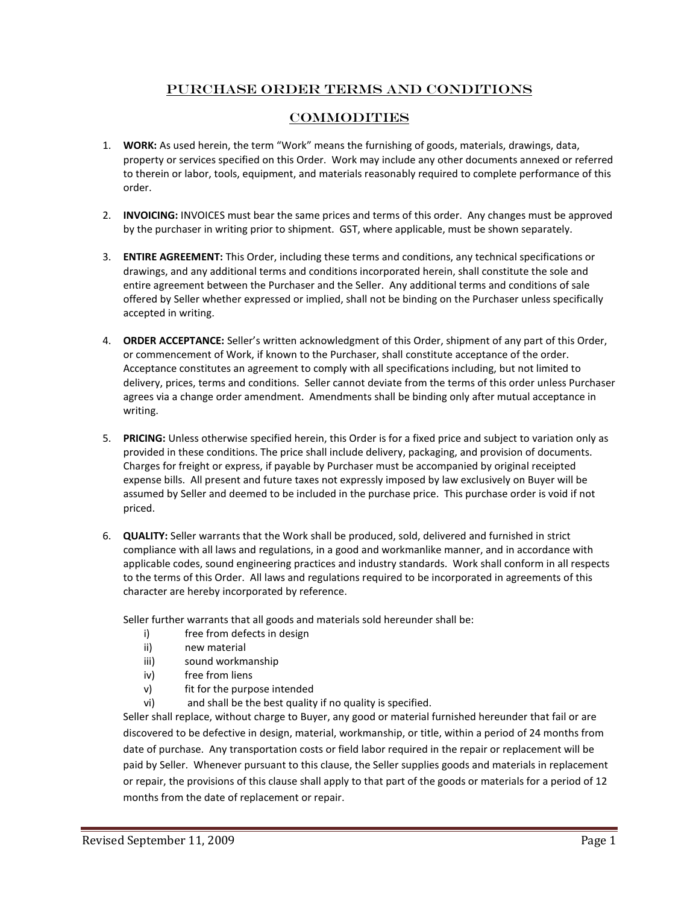# PURCHASE ORDER TERMS AND CONDITIONS

## COMMODITIES

1. **WORK:** As used herein, the term "Work" means the furnishing of goods, materials, drawings, data, property or services specified on this Order. Work may include any other documents annexed or referred to therein or labor, tools, equipment, and materials reasonably required to complete performance of this order.

2. **INVOICING:** INVOICES must bear the same prices and terms of this order. Any changes must be approved by the purchaser in writing prior to shipment. GST, where applicable, must be shown separately.

3. **ENTIRE AGREEMENT:** This Order, including these terms and conditions, any technical specifications or drawings, and any additional terms and conditions incorporated herein, shall constitute the sole and entire agreement between the Purchaser and the Seller. Any additional terms and conditions of sale offered by Seller whether expressed or implied, shall not be binding on the Purchaser unless specifically accepted in writing.

4. **ORDER ACCEPTANCE:** Seller's written acknowledgment of this Order, shipment of any part of this Order, or commencement of Work, if known to the Purchaser, shall constitute acceptance of the order. Acceptance constitutes an agreement to comply with all specifications including, but not limited to delivery, prices, terms and conditions. Seller cannot deviate from the terms of this order unless Purchaser agrees via a change order amendment. Amendments shall be binding only after mutual acceptance in writing.

5. **PRICING:** Unless otherwise specified herein, this Order is for a fixed price and subject to variation only as provided in these conditions. The price shall include delivery, packaging, and provision of documents. Charges for freight or express, if payable by Purchaser must be accompanied by original receipted expense bills. All present and future taxes not expressly imposed by law exclusively on Buyer will be assumed by Seller and deemed to be included in the purchase price. This purchase order is void if not priced.

6. **QUALITY:** Seller warrants that the Work shall be produced, sold, delivered and furnished in strict compliance with all laws and regulations, in a good and workmanlike manner, and in accordance with applicable codes, sound engineering practices and industry standards. Work shall conform in all respects to the terms of this Order. All laws and regulations required to be incorporated in agreements of this character are hereby incorporated by reference.

   Seller further warrants that all goods and materials sold hereunder shall be:

   i) free from defects in design
   ii) new material
   iii) sound workmanship
   iv) free from liens
   v) fit for the purpose intended
   vi) and shall be the best quality if no quality is specified.

   Seller shall replace, without charge to Buyer, any good or material furnished hereunder that fail or are discovered to be defective in design, material, workmanship, or title, within a period of 24 months from date of purchase. Any transportation costs or field labor required in the repair or replacement will be paid by Seller. Whenever pursuant to this clause, the Seller supplies goods and materials in replacement or repair, the provisions of this clause shall apply to that part of the goods or materials for a period of 12 months from the date of replacement or repair.

Revised September 11, 2009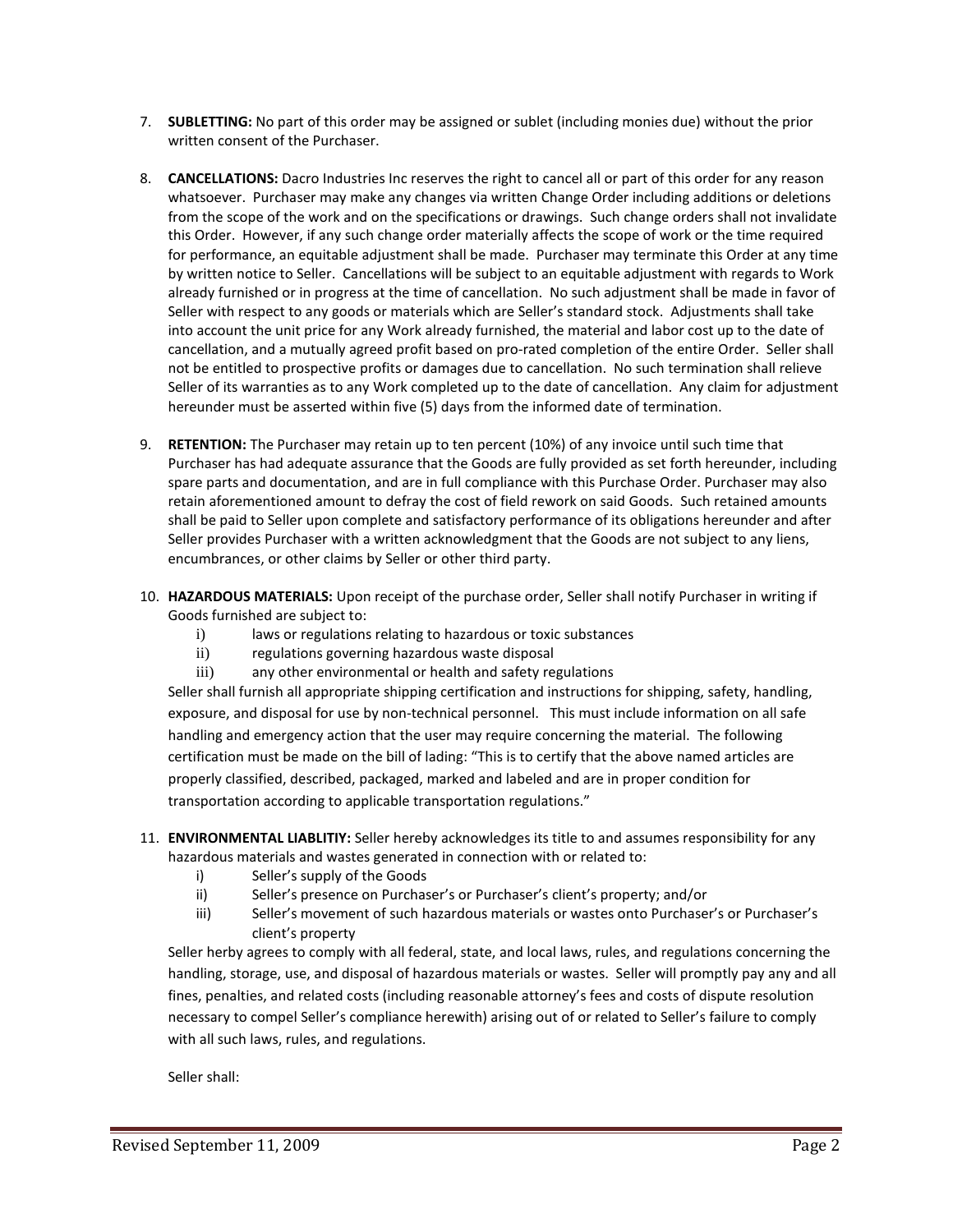7. **SUBLETTING:** No part of this order may be assigned or sublet (including monies due) without the prior written consent of the Purchaser.

8. **CANCELLATIONS:** Dacro Industries Inc reserves the right to cancel all or part of this order for any reason whatsoever. Purchaser may make any changes via written Change Order including additions or deletions from the scope of the work and on the specifications or drawings. Such change orders shall not invalidate this Order. However, if any such change order materially affects the scope of work or the time required for performance, an equitable adjustment shall be made. Purchaser may terminate this Order at any time by written notice to Seller. Cancellations will be subject to an equitable adjustment with regards to Work already furnished or in progress at the time of cancellation. No such adjustment shall be made in favor of Seller with respect to any goods or materials which are Seller's standard stock. Adjustments shall take into account the unit price for any Work already furnished, the material and labor cost up to the date of cancellation, and a mutually agreed profit based on pro-rated completion of the entire Order. Seller shall not be entitled to prospective profits or damages due to cancellation. No such termination shall relieve Seller of its warranties as to any Work completed up to the date of cancellation. Any claim for adjustment hereunder must be asserted within five (5) days from the informed date of termination.

9. **RETENTION:** The Purchaser may retain up to ten percent (10%) of any invoice until such time that Purchaser has had adequate assurance that the Goods are fully provided as set forth hereunder, including spare parts and documentation, and are in full compliance with this Purchase Order. Purchaser may also retain aforementioned amount to defray the cost of field rework on said Goods. Such retained amounts shall be paid to Seller upon complete and satisfactory performance of its obligations hereunder and after Seller provides Purchaser with a written acknowledgment that the Goods are not subject to any liens, encumbrances, or other claims by Seller or other third party.

10. **HAZARDOUS MATERIALS:** Upon receipt of the purchase order, Seller shall notify Purchaser in writing if Goods furnished are subject to:
    i) laws or regulations relating to hazardous or toxic substances
    ii) regulations governing hazardous waste disposal
    iii) any other environmental or health and safety regulations

    Seller shall furnish all appropriate shipping certification and instructions for shipping, safety, handling, exposure, and disposal for use by non-technical personnel. This must include information on all safe handling and emergency action that the user may require concerning the material. The following certification must be made on the bill of lading: "This is to certify that the above named articles are properly classified, described, packaged, marked and labeled and are in proper condition for transportation according to applicable transportation regulations."

11. **ENVIRONMENTAL LIABLITIY:** Seller hereby acknowledges its title to and assumes responsibility for any hazardous materials and wastes generated in connection with or related to:
    i) Seller's supply of the Goods
    ii) Seller's presence on Purchaser's or Purchaser's client's property; and/or
    iii) Seller's movement of such hazardous materials or wastes onto Purchaser's or Purchaser's client's property

    Seller herby agrees to comply with all federal, state, and local laws, rules, and regulations concerning the handling, storage, use, and disposal of hazardous materials or wastes. Seller will promptly pay any and all fines, penalties, and related costs (including reasonable attorney's fees and costs of dispute resolution necessary to compel Seller's compliance herewith) arising out of or related to Seller's failure to comply with all such laws, rules, and regulations.

    Seller shall: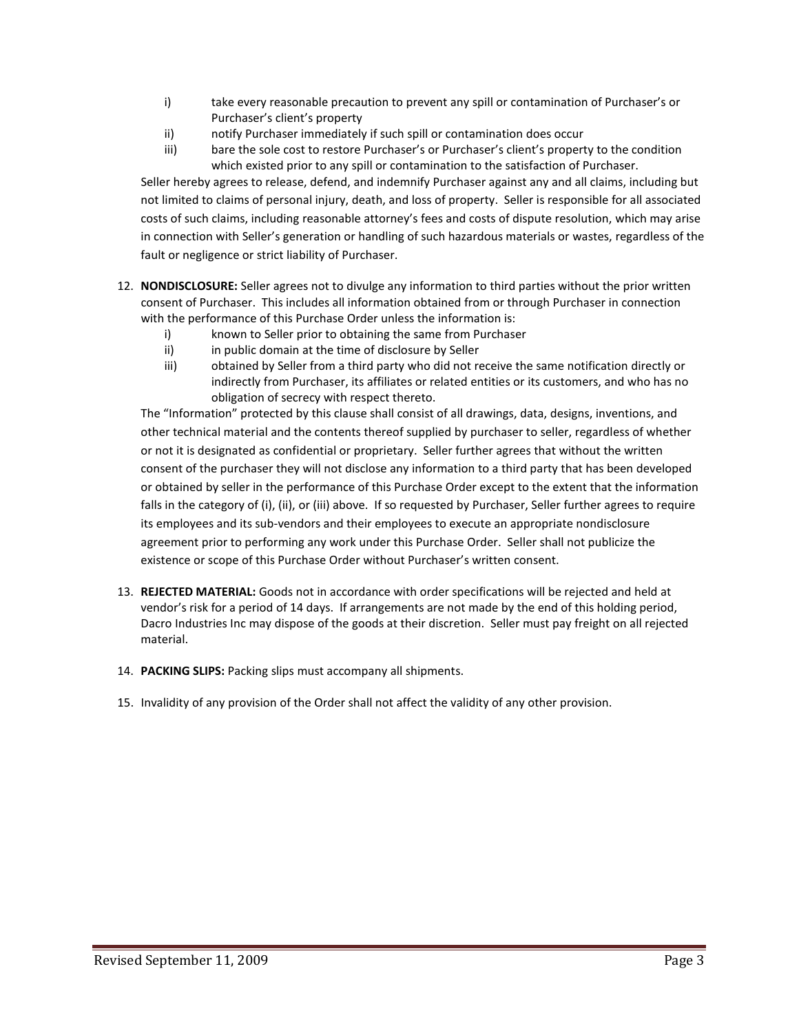i) take every reasonable precaution to prevent any spill or contamination of Purchaser's or Purchaser's client's property

ii) notify Purchaser immediately if such spill or contamination does occur

iii) bare the sole cost to restore Purchaser's or Purchaser's client's property to the condition which existed prior to any spill or contamination to the satisfaction of Purchaser.

Seller hereby agrees to release, defend, and indemnify Purchaser against any and all claims, including but not limited to claims of personal injury, death, and loss of property. Seller is responsible for all associated costs of such claims, including reasonable attorney's fees and costs of dispute resolution, which may arise in connection with Seller's generation or handling of such hazardous materials or wastes, regardless of the fault or negligence or strict liability of Purchaser.

12. **NONDISCLOSURE:** Seller agrees not to divulge any information to third parties without the prior written consent of Purchaser. This includes all information obtained from or through Purchaser in connection with the performance of this Purchase Order unless the information is:

    i) known to Seller prior to obtaining the same from Purchaser

    ii) in public domain at the time of disclosure by Seller

    iii) obtained by Seller from a third party who did not receive the same notification directly or indirectly from Purchaser, its affiliates or related entities or its customers, and who has no obligation of secrecy with respect thereto.

    The "Information" protected by this clause shall consist of all drawings, data, designs, inventions, and other technical material and the contents thereof supplied by purchaser to seller, regardless of whether or not it is designated as confidential or proprietary. Seller further agrees that without the written consent of the purchaser they will not disclose any information to a third party that has been developed or obtained by seller in the performance of this Purchase Order except to the extent that the information falls in the category of (i), (ii), or (iii) above. If so requested by Purchaser, Seller further agrees to require its employees and its sub-vendors and their employees to execute an appropriate nondisclosure agreement prior to performing any work under this Purchase Order. Seller shall not publicize the existence or scope of this Purchase Order without Purchaser's written consent.

13. **REJECTED MATERIAL:** Goods not in accordance with order specifications will be rejected and held at vendor's risk for a period of 14 days. If arrangements are not made by the end of this holding period, Dacro Industries Inc may dispose of the goods at their discretion. Seller must pay freight on all rejected material.

14. **PACKING SLIPS:** Packing slips must accompany all shipments.

15. Invalidity of any provision of the Order shall not affect the validity of any other provision.

Revised September 11, 2009